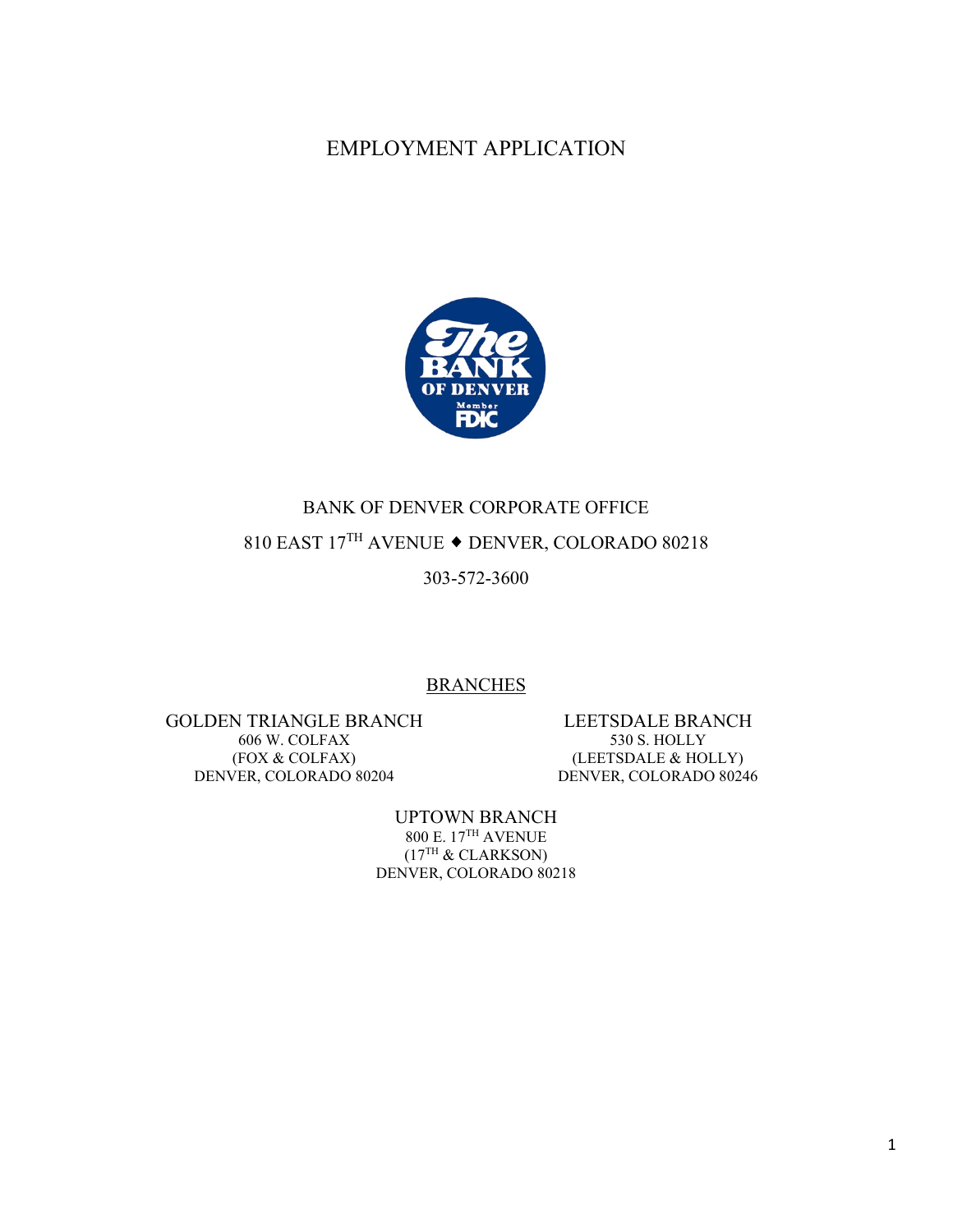# EMPLOYMENT APPLICATION

The BANK OF DENVER Member FDIC

## BANK OF DENVER CORPORATE OFFICE

810 EAST 17$^{TH}$ AVENUE ◆ DENVER, COLORADO 80218

303-572-3600

## BRANCHES

**GOLDEN TRIANGLE BRANCH**
606 W. COLFAX
(FOX & COLFAX)
DENVER, COLORADO 80204

**LEETSDALE BRANCH**
530 S. HOLLY
(LEETSDALE & HOLLY)
DENVER, COLORADO 80246

**UPTOWN BRANCH**
800 E. 17$^{TH}$ AVENUE
(17$^{TH}$ & CLARKSON)
DENVER, COLORADO 80218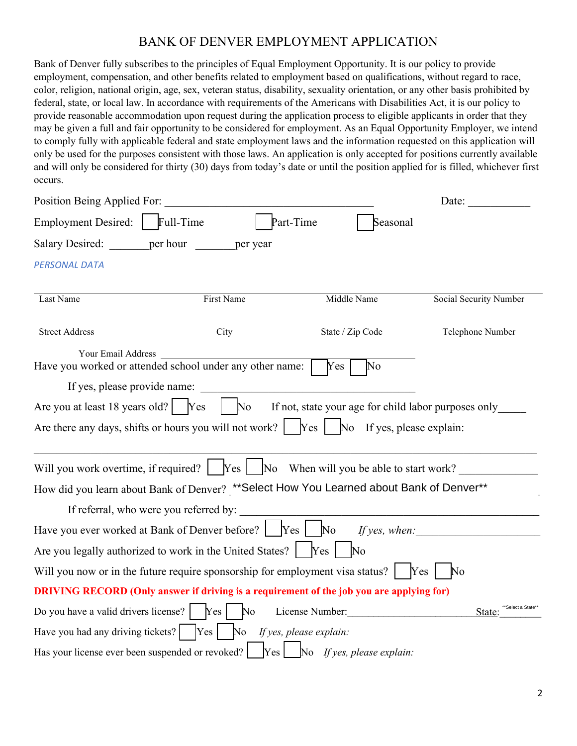# BANK OF DENVER EMPLOYMENT APPLICATION

Bank of Denver fully subscribes to the principles of Equal Employment Opportunity. It is our policy to provide employment, compensation, and other benefits related to employment based on qualifications, without regard to race, color, religion, national origin, age, sex, veteran status, disability, sexuality orientation, or any other basis prohibited by federal, state, or local law. In accordance with requirements of the Americans with Disabilities Act, it is our policy to provide reasonable accommodation upon request during the application process to eligible applicants in order that they may be given a full and fair opportunity to be considered for employment. As an Equal Opportunity Employer, we intend to comply fully with applicable federal and state employment laws and the information requested on this application will only be used for the purposes consistent with those laws. An application is only accepted for positions currently available and will only be considered for thirty (30) days from today's date or until the position applied for is filled, whichever first occurs.

Position Being Applied For: ________________________________________ Date: ___________

Employment Desired: ☐ Full-Time ☐ Part-Time ☐ Seasonal

Salary Desired: _______per hour _______per year

*PERSONAL DATA*

| Last Name | First Name | Middle Name | Social Security Number |
|---|---|---|---|
| | | | |

| Street Address | City | State / Zip Code | Telephone Number |
|---|---|---|---|
| | | | |

Your Email Address ________________________________________

Have you worked or attended school under any other name: ☐ Yes ☐ No

If yes, please provide name: ________________________________________

Are you at least 18 years old? ☐ Yes ☐ No If not, state your age for child labor purposes only_____

Are there any days, shifts or hours you will not work? ☐ Yes ☐ No If yes, please explain:

________________________________________________________________________________

Will you work overtime, if required? ☐ Yes ☐ No When will you be able to start work? _____________

How did you learn about Bank of Denver? **Select How You Learned about Bank of Denver**

If referral, who were you referred by: ________________________________________________

Have you ever worked at Bank of Denver before? ☐ Yes ☐ No *If yes, when:*_____________________

Are you legally authorized to work in the United States? ☐ Yes ☐ No

Will you now or in the future require sponsorship for employment visa status? ☐ Yes ☐ No

**DRIVING RECORD (Only answer if driving is a requirement of the job you are applying for)**

Do you have a valid drivers license? ☐ Yes ☐ No License Number:_______________________ State: **Select a State**

Have you had any driving tickets? ☐ Yes ☐ No *If yes, please explain:*

Has your license ever been suspended or revoked? ☐ Yes ☐ No *If yes, please explain:*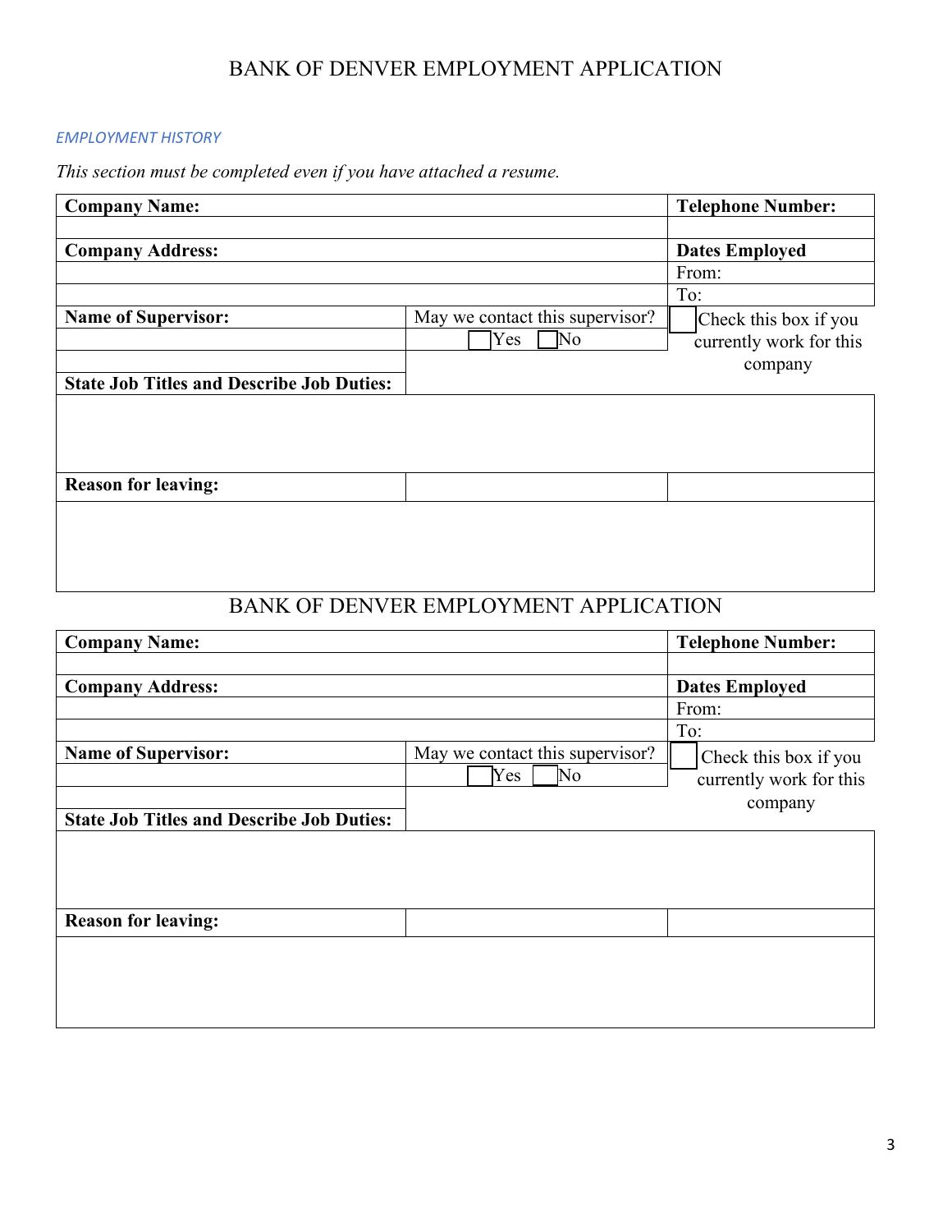# BANK OF DENVER EMPLOYMENT APPLICATION

*EMPLOYMENT HISTORY*

*This section must be completed even if you have attached a resume.*

| **Company Name:** | | **Telephone Number:** |
|---|---|---|
| | | |
| **Company Address:** | | **Dates Employed** |
| | | From: |
| | | To: |
| **Name of Supervisor:** | May we contact this supervisor? | ☐ Check this box if you currently work for this company |
| | ☐ Yes ☐ No | |
| | | |
| **State Job Titles and Describe Job Duties:** | | |
| | | |
| **Reason for leaving:** | | |
| | | |

# BANK OF DENVER EMPLOYMENT APPLICATION

| **Company Name:** | | **Telephone Number:** |
|---|---|---|
| | | |
| **Company Address:** | | **Dates Employed** |
| | | From: |
| | | To: |
| **Name of Supervisor:** | May we contact this supervisor? | ☐ Check this box if you currently work for this company |
| | ☐ Yes ☐ No | |
| | | |
| **State Job Titles and Describe Job Duties:** | | |
| | | |
| **Reason for leaving:** | | |
| | | |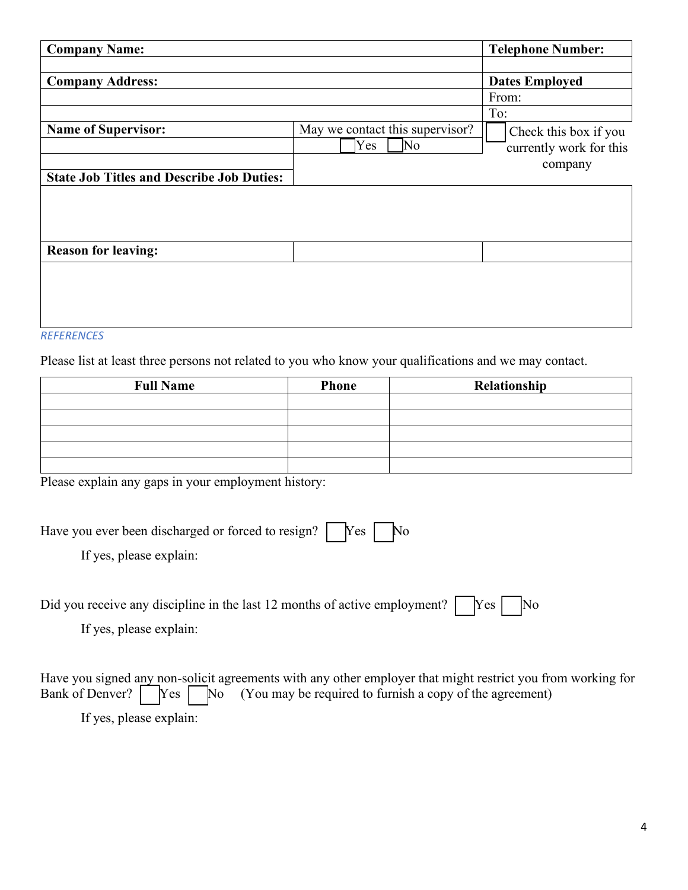| **Company Name:** | | **Telephone Number:** |
|---|---|---|
| | | |
| **Company Address:** | | **Dates Employed** |
| | | From: |
| | | To: |
| **Name of Supervisor:** | May we contact this supervisor? | ☐ Check this box if you currently work for this company |
| | ☐ Yes ☐ No | |
| **State Job Titles and Describe Job Duties:** | | |
| | | |
| **Reason for leaving:** | | |
| | | |

*REFERENCES*

Please list at least three persons not related to you who know your qualifications and we may contact.

| Full Name | Phone | Relationship |
|---|---|---|
| | | |
| | | |
| | | |
| | | |
| | | |

Please explain any gaps in your employment history:

Have you ever been discharged or forced to resign? ☐ Yes ☐ No

If yes, please explain:

Did you receive any discipline in the last 12 months of active employment? ☐ Yes ☐ No

If yes, please explain:

Have you signed any non-solicit agreements with any other employer that might restrict you from working for Bank of Denver? ☐ Yes ☐ No (You may be required to furnish a copy of the agreement)

If yes, please explain: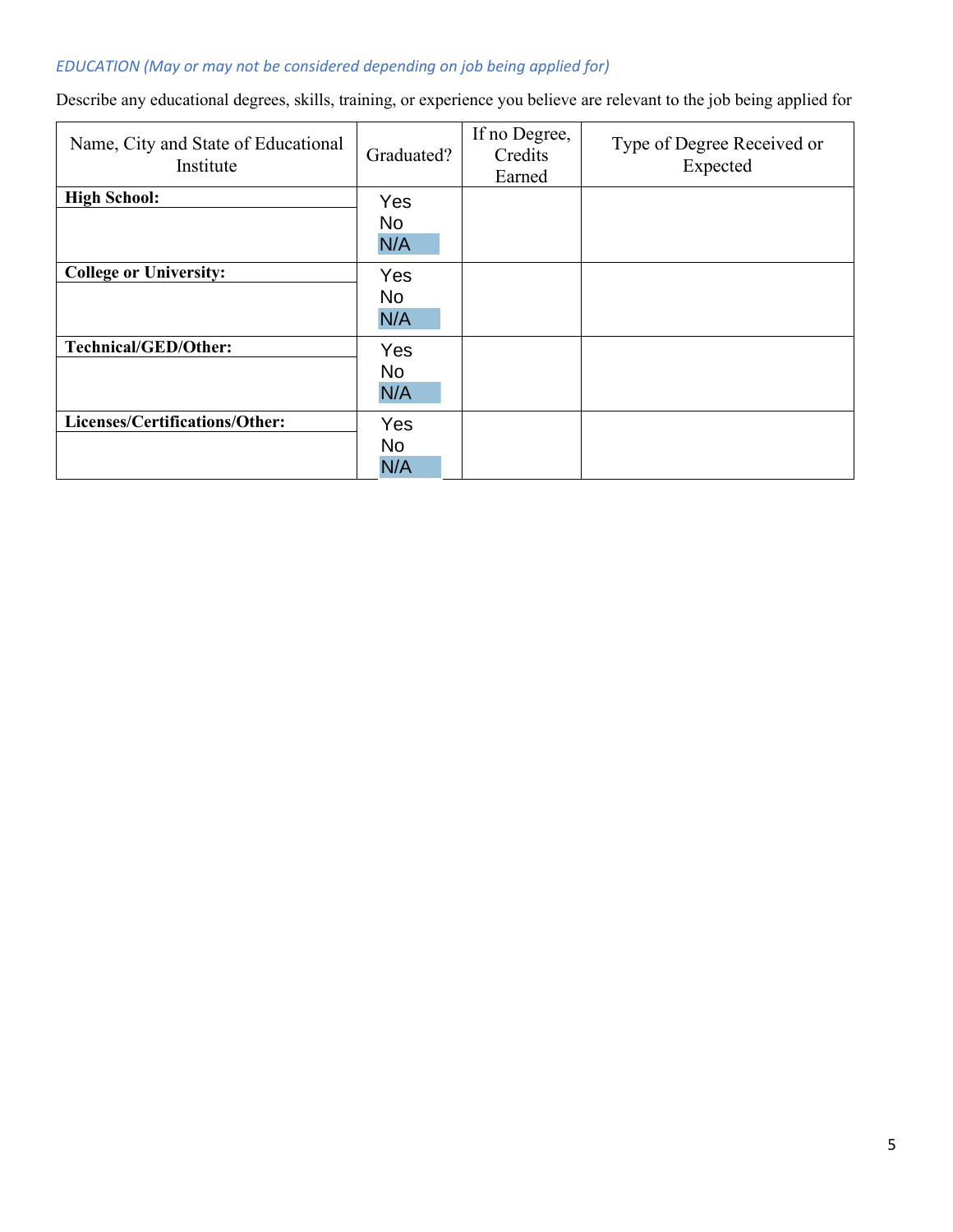*EDUCATION (May or may not be considered depending on job being applied for)*

Describe any educational degrees, skills, training, or experience you believe are relevant to the job being applied for

| Name, City and State of Educational Institute | Graduated? | If no Degree, Credits Earned | Type of Degree Received or Expected |
|---|---|---|---|
| **High School:** | Yes No N/A | | |
| **College or University:** | Yes No N/A | | |
| **Technical/GED/Other:** | Yes No N/A | | |
| **Licenses/Certifications/Other:** | Yes No N/A | | |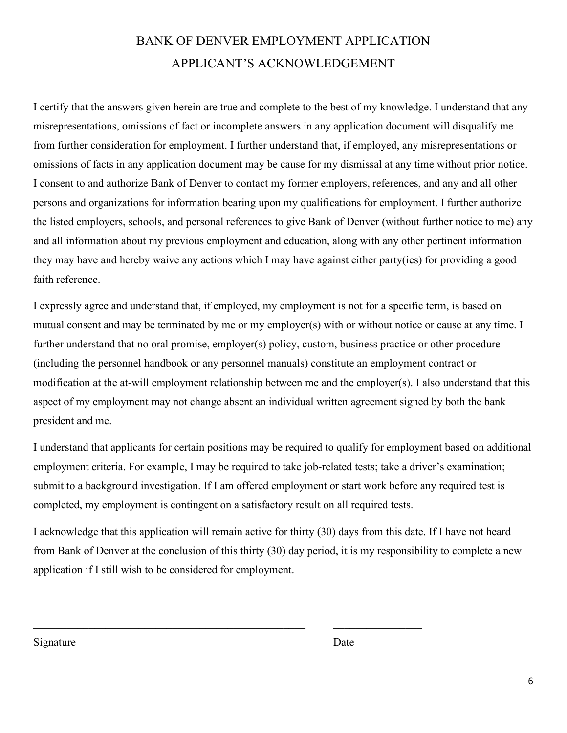# BANK OF DENVER EMPLOYMENT APPLICATION
## APPLICANT'S ACKNOWLEDGEMENT

I certify that the answers given herein are true and complete to the best of my knowledge. I understand that any misrepresentations, omissions of fact or incomplete answers in any application document will disqualify me from further consideration for employment. I further understand that, if employed, any misrepresentations or omissions of facts in any application document may be cause for my dismissal at any time without prior notice. I consent to and authorize Bank of Denver to contact my former employers, references, and any and all other persons and organizations for information bearing upon my qualifications for employment. I further authorize the listed employers, schools, and personal references to give Bank of Denver (without further notice to me) any and all information about my previous employment and education, along with any other pertinent information they may have and hereby waive any actions which I may have against either party(ies) for providing a good faith reference.

I expressly agree and understand that, if employed, my employment is not for a specific term, is based on mutual consent and may be terminated by me or my employer(s) with or without notice or cause at any time. I further understand that no oral promise, employer(s) policy, custom, business practice or other procedure (including the personnel handbook or any personnel manuals) constitute an employment contract or modification at the at-will employment relationship between me and the employer(s). I also understand that this aspect of my employment may not change absent an individual written agreement signed by both the bank president and me.

I understand that applicants for certain positions may be required to qualify for employment based on additional employment criteria. For example, I may be required to take job-related tests; take a driver's examination; submit to a background investigation. If I am offered employment or start work before any required test is completed, my employment is contingent on a satisfactory result on all required tests.

I acknowledge that this application will remain active for thirty (30) days from this date. If I have not heard from Bank of Denver at the conclusion of this thirty (30) day period, it is my responsibility to complete a new application if I still wish to be considered for employment.

\_\_\_\_\_\_\_\_\_\_\_\_\_\_\_\_\_\_\_\_\_\_\_\_\_\_\_\_\_\_\_\_\_\_\_\_\_\_\_\_\_\_\_\_ \_\_\_\_\_\_\_\_\_\_\_\_\_\_\_\_

Signature Date